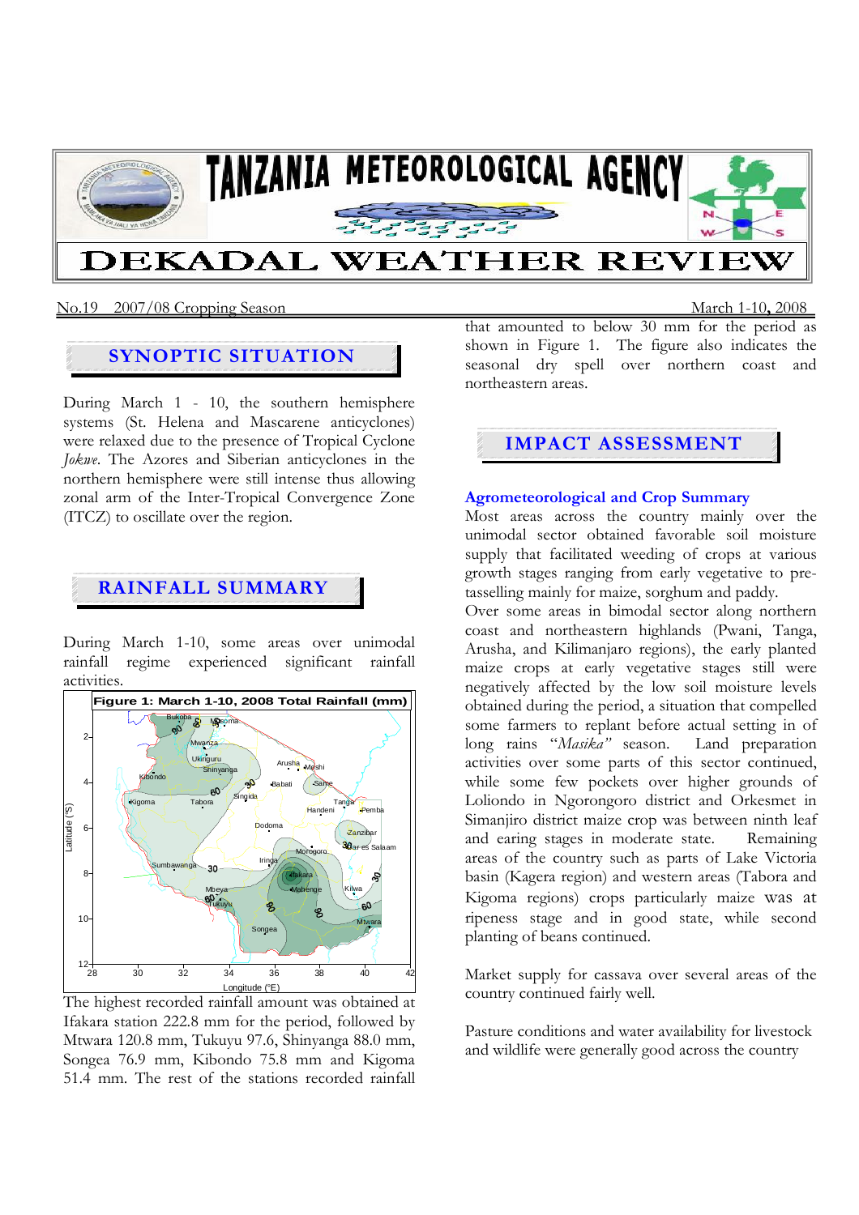# TANZANIA METEOROLOGICAL AGENCY

# DEKADAL WEATHER REVIEW

No.19 2007/08 Cropping Season March 1-10, 2008

## SYNOPTIC SITUATION

During March 1 - 10, the southern hemisphere systems (St. Helena and Mascarene anticyclones) were relaxed due to the presence of Tropical Cyclone *Jokwe*. The Azores and Siberian anticyclones in the northern hemisphere were still intense thus allowing zonal arm of the Inter-Tropical Convergence Zone (ITCZ) to oscillate over the region.

## RAINFALL SUMMARY

During March 1-10, some areas over unimodal rainfall regime experienced significant rainfall activities.

Figure 1: March 1-10, 2008 Total Rainfall (mm)

The highest recorded rainfall amount was obtained at Ifakara station 222.8 mm for the period, followed by Mtwara 120.8 mm, Tukuyu 97.6, Shinyanga 88.0 mm, Songea 76.9 mm, Kibondo 75.8 mm and Kigoma 51.4 mm. The rest of the stations recorded rainfall that amounted to below 30 mm for the period as shown in Figure 1. The figure also indicates the seasonal dry spell over northern coast and northeastern areas.

## IMPACT ASSESSMENT

### Agrometeorological and Crop Summary

Most areas across the country mainly over the unimodal sector obtained favorable soil moisture supply that facilitated weeding of crops at various growth stages ranging from early vegetative to pre-tasselling mainly for maize, sorghum and paddy.

Over some areas in bimodal sector along northern coast and northeastern highlands (Pwani, Tanga, Arusha, and Kilimanjaro regions), the early planted maize crops at early vegetative stages still were negatively affected by the low soil moisture levels obtained during the period, a situation that compelled some farmers to replant before actual setting in of long rains *"Masika"* season. Land preparation activities over some parts of this sector continued, while some few pockets over higher grounds of Loliondo in Ngorongoro district and Orkesmet in Simanjiro district maize crop was between ninth leaf and earing stages in moderate state. Remaining areas of the country such as parts of Lake Victoria basin (Kagera region) and western areas (Tabora and Kigoma regions) crops particularly maize was at ripeness stage and in good state, while second planting of beans continued.

Market supply for cassava over several areas of the country continued fairly well.

Pasture conditions and water availability for livestock and wildlife were generally good across the country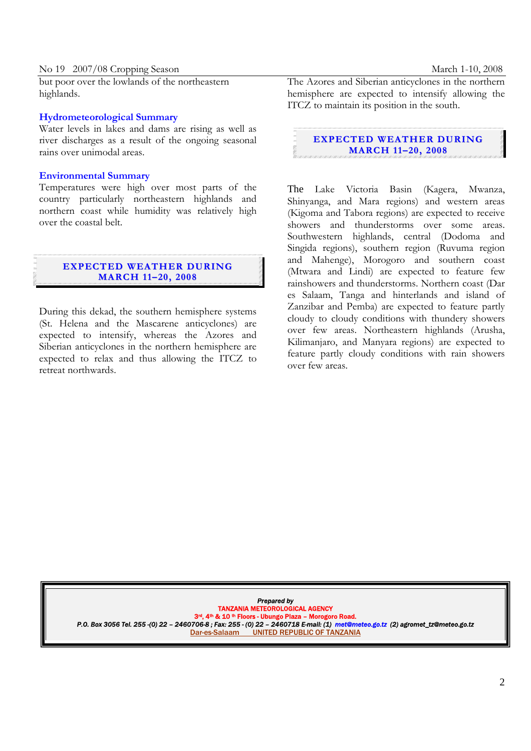but poor over the lowlands of the northeastern highlands.

### Hydrometeorological Summary

Water levels in lakes and dams are rising as well as river discharges as a result of the ongoing seasonal rains over unimodal areas.

### Environmental Summary

Temperatures were high over most parts of the country particularly northeastern highlands and northern coast while humidity was relatively high over the coastal belt.

## EXPECTED WEATHER DURING MARCH 11–20, 2008

During this dekad, the southern hemisphere systems (St. Helena and the Mascarene anticyclones) are expected to intensify, whereas the Azores and Siberian anticyclones in the northern hemisphere are expected to relax and thus allowing the ITCZ to retreat northwards.

The Azores and Siberian anticyclones in the northern hemisphere are expected to intensify allowing the ITCZ to maintain its position in the south.

## EXPECTED WEATHER DURING MARCH 11–20, 2008

The Lake Victoria Basin (Kagera, Mwanza, Shinyanga, and Mara regions) and western areas (Kigoma and Tabora regions) are expected to receive showers and thunderstorms over some areas. Southwestern highlands, central (Dodoma and Singida regions), southern region (Ruvuma region and Mahenge), Morogoro and southern coast (Mtwara and Lindi) are expected to feature few rainshowers and thunderstorms. Northern coast (Dar es Salaam, Tanga and hinterlands and island of Zanzibar and Pemba) are expected to feature partly cloudy to cloudy conditions with thundery showers over few areas. Northeastern highlands (Arusha, Kilimanjaro, and Manyara regions) are expected to feature partly cloudy conditions with rain showers over few areas.

***Prepared by***
**TANZANIA METEOROLOGICAL AGENCY**
**3rd, 4th & 10th Floors - Ubungo Plaza – Morogoro Road.**
***P.O. Box 3056 Tel. 255 -(0) 22 – 2460706-8 ; Fax: 255 - (0) 22 – 2460718 E-mail: (1) met@meteo.go.tz (2) agromet_tz@meteo.go.tz***
Dar-es-Salaam UNITED REPUBLIC OF TANZANIA